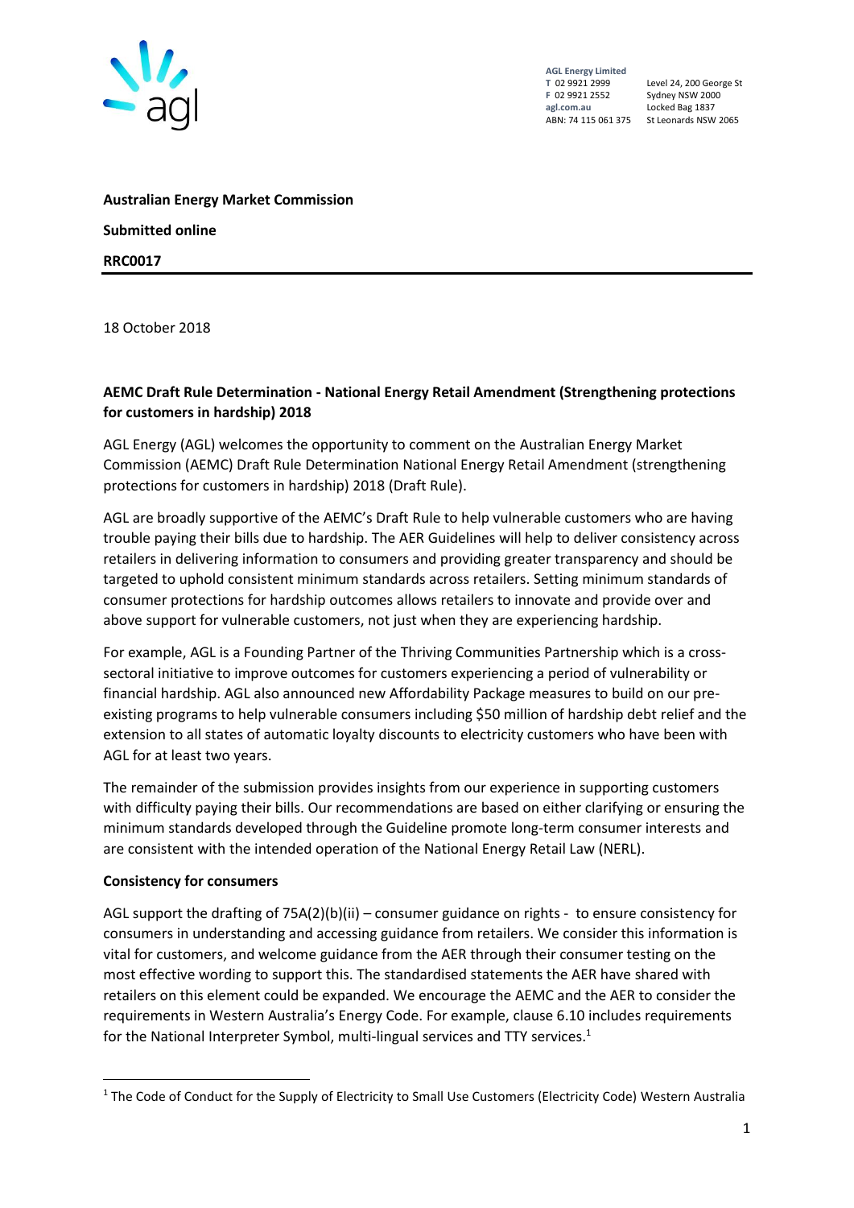AGL Energy Limited
T 02 9921 2999
F 02 9921 2552
agl.com.au
ABN: 74 115 061 375

Level 24, 200 George St
Sydney NSW 2000
Locked Bag 1837
St Leonards NSW 2065

**Australian Energy Market Commission**

**Submitted online**

**RRC0017**

---

18 October 2018

**AEMC Draft Rule Determination - National Energy Retail Amendment (Strengthening protections for customers in hardship) 2018**

AGL Energy (AGL) welcomes the opportunity to comment on the Australian Energy Market Commission (AEMC) Draft Rule Determination National Energy Retail Amendment (strengthening protections for customers in hardship) 2018 (Draft Rule).

AGL are broadly supportive of the AEMC's Draft Rule to help vulnerable customers who are having trouble paying their bills due to hardship. The AER Guidelines will help to deliver consistency across retailers in delivering information to consumers and providing greater transparency and should be targeted to uphold consistent minimum standards across retailers. Setting minimum standards of consumer protections for hardship outcomes allows retailers to innovate and provide over and above support for vulnerable customers, not just when they are experiencing hardship.

For example, AGL is a Founding Partner of the Thriving Communities Partnership which is a cross-sectoral initiative to improve outcomes for customers experiencing a period of vulnerability or financial hardship. AGL also announced new Affordability Package measures to build on our pre-existing programs to help vulnerable consumers including $50 million of hardship debt relief and the extension to all states of automatic loyalty discounts to electricity customers who have been with AGL for at least two years.

The remainder of the submission provides insights from our experience in supporting customers with difficulty paying their bills. Our recommendations are based on either clarifying or ensuring the minimum standards developed through the Guideline promote long-term consumer interests and are consistent with the intended operation of the National Energy Retail Law (NERL).

**Consistency for consumers**

AGL support the drafting of 75A(2)(b)(ii) – consumer guidance on rights - to ensure consistency for consumers in understanding and accessing guidance from retailers. We consider this information is vital for customers, and welcome guidance from the AER through their consumer testing on the most effective wording to support this. The standardised statements the AER have shared with retailers on this element could be expanded. We encourage the AEMC and the AER to consider the requirements in Western Australia's Energy Code. For example, clause 6.10 includes requirements for the National Interpreter Symbol, multi-lingual services and TTY services.[1]

---

[1] The Code of Conduct for the Supply of Electricity to Small Use Customers (Electricity Code) Western Australia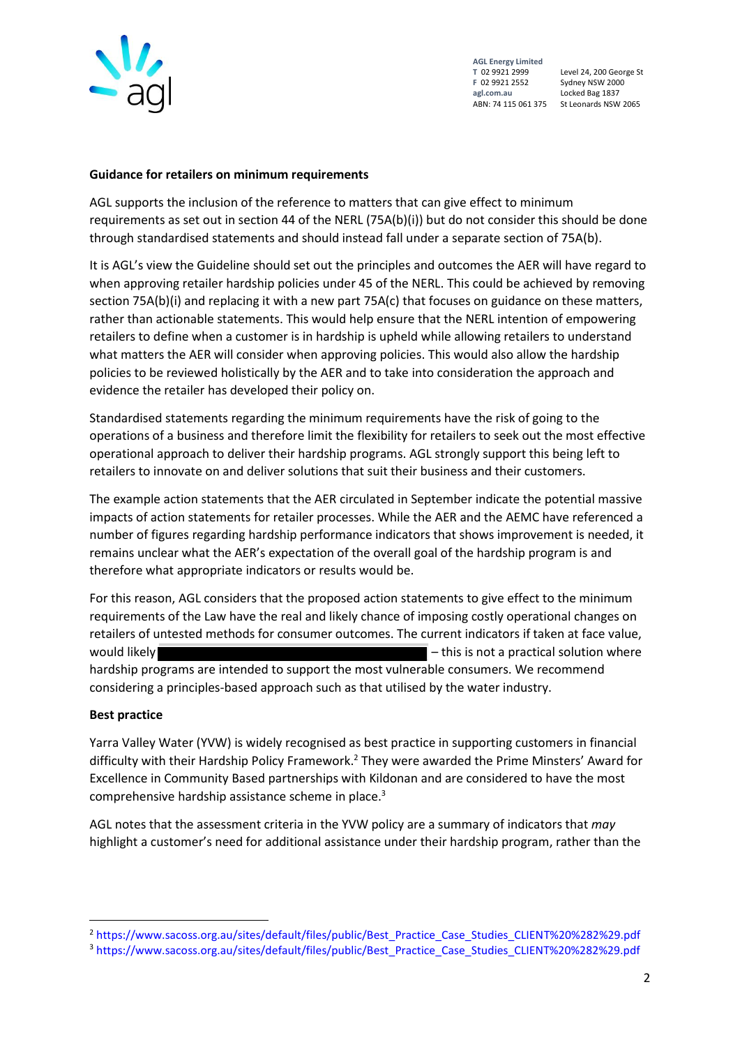**Guidance for retailers on minimum requirements**

AGL supports the inclusion of the reference to matters that can give effect to minimum requirements as set out in section 44 of the NERL (75A(b)(i)) but do not consider this should be done through standardised statements and should instead fall under a separate section of 75A(b).

It is AGL's view the Guideline should set out the principles and outcomes the AER will have regard to when approving retailer hardship policies under 45 of the NERL. This could be achieved by removing section 75A(b)(i) and replacing it with a new part 75A(c) that focuses on guidance on these matters, rather than actionable statements. This would help ensure that the NERL intention of empowering retailers to define when a customer is in hardship is upheld while allowing retailers to understand what matters the AER will consider when approving policies. This would also allow the hardship policies to be reviewed holistically by the AER and to take into consideration the approach and evidence the retailer has developed their policy on.

Standardised statements regarding the minimum requirements have the risk of going to the operations of a business and therefore limit the flexibility for retailers to seek out the most effective operational approach to deliver their hardship programs. AGL strongly support this being left to retailers to innovate on and deliver solutions that suit their business and their customers.

The example action statements that the AER circulated in September indicate the potential massive impacts of action statements for retailer processes. While the AER and the AEMC have referenced a number of figures regarding hardship performance indicators that shows improvement is needed, it remains unclear what the AER's expectation of the overall goal of the hardship program is and therefore what appropriate indicators or results would be.

For this reason, AGL considers that the proposed action statements to give effect to the minimum requirements of the Law have the real and likely chance of imposing costly operational changes on retailers of untested methods for consumer outcomes. The current indicators if taken at face value, would likely [REDACTED] – this is not a practical solution where hardship programs are intended to support the most vulnerable consumers. We recommend considering a principles-based approach such as that utilised by the water industry.

**Best practice**

Yarra Valley Water (YVW) is widely recognised as best practice in supporting customers in financial difficulty with their Hardship Policy Framework.[2] They were awarded the Prime Minsters' Award for Excellence in Community Based partnerships with Kildonan and are considered to have the most comprehensive hardship assistance scheme in place.[3]

AGL notes that the assessment criteria in the YVW policy are a summary of indicators that *may* highlight a customer's need for additional assistance under their hardship program, rather than the

---

[2] https://www.sacoss.org.au/sites/default/files/public/Best_Practice_Case_Studies_CLIENT%20%282%29.pdf

[3] https://www.sacoss.org.au/sites/default/files/public/Best_Practice_Case_Studies_CLIENT%20%282%29.pdf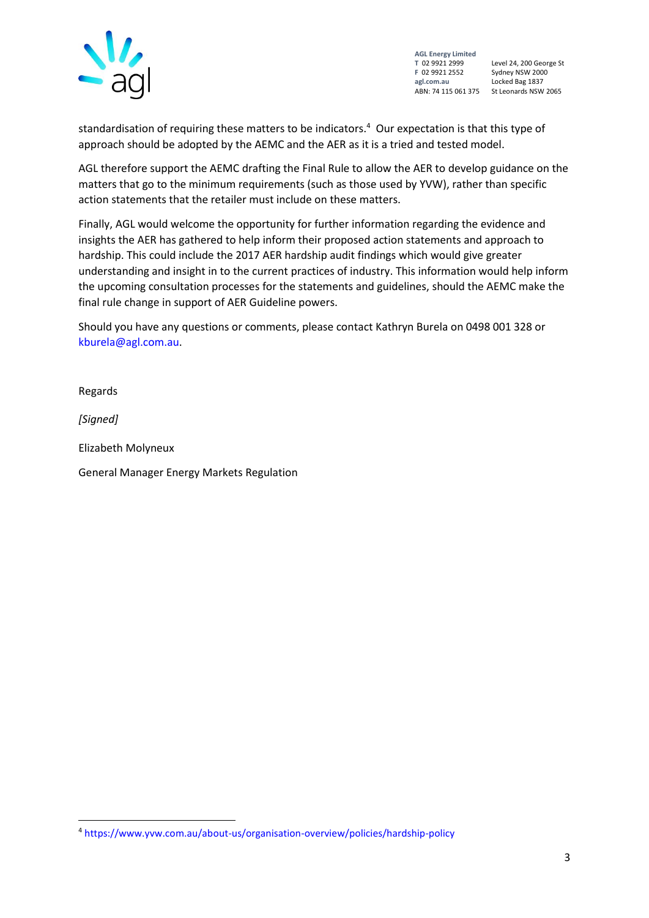standardisation of requiring these matters to be indicators.[4] Our expectation is that this type of approach should be adopted by the AEMC and the AER as it is a tried and tested model.

AGL therefore support the AEMC drafting the Final Rule to allow the AER to develop guidance on the matters that go to the minimum requirements (such as those used by YVW), rather than specific action statements that the retailer must include on these matters.

Finally, AGL would welcome the opportunity for further information regarding the evidence and insights the AER has gathered to help inform their proposed action statements and approach to hardship. This could include the 2017 AER hardship audit findings which would give greater understanding and insight in to the current practices of industry. This information would help inform the upcoming consultation processes for the statements and guidelines, should the AEMC make the final rule change in support of AER Guideline powers.

Should you have any questions or comments, please contact Kathryn Burela on 0498 001 328 or kburela@agl.com.au.

Regards

*[Signed]*

Elizabeth Molyneux

General Manager Energy Markets Regulation

---

[4] https://www.yvw.com.au/about-us/organisation-overview/policies/hardship-policy